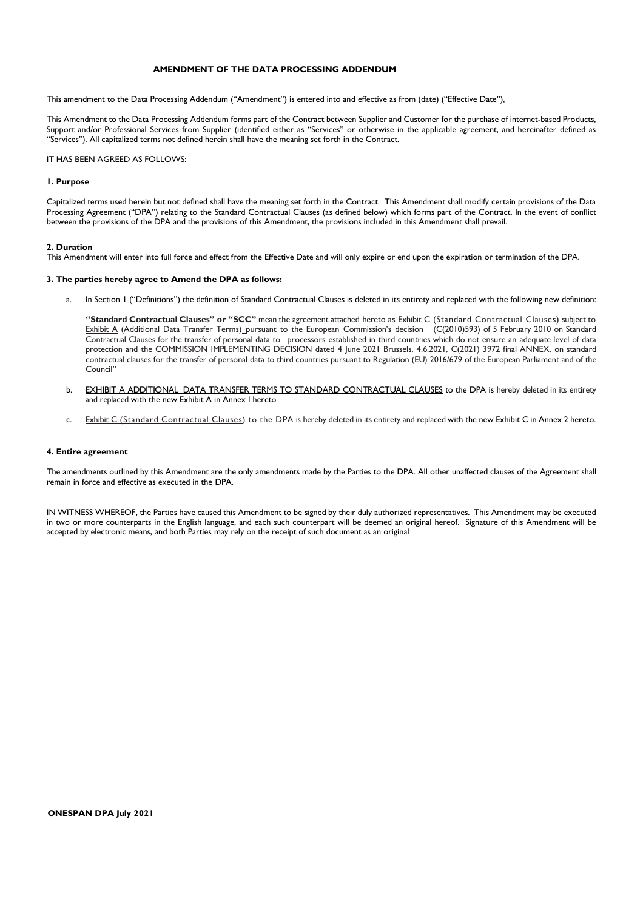# AMENDMENT OF THE DATA PROCESSING ADDENDUM

This amendment to the Data Processing Addendum ("Amendment") is entered into and effective as from (date) ("Effective Date"),

This Amendment to the Data Processing Addendum forms part of the Contract between Supplier and Customer for the purchase of internet-based Products, Support and/or Professional Services from Supplier (identified either as "Services" or otherwise in the applicable agreement, and hereinafter defined as "Services"). All capitalized terms not defined herein shall have the meaning set forth in the Contract.

IT HAS BEEN AGREED AS FOLLOWS:

### 1. Purpose

Capitalized terms used herein but not defined shall have the meaning set forth in the Contract. This Amendment shall modify certain provisions of the Data Processing Agreement ("DPA") relating to the Standard Contractual Clauses (as defined below) which forms part of the Contract. In the event of conflict between the provisions of the DPA and the provisions of this Amendment, the provisions included in this Amendment shall prevail.

### 2. Duration

This Amendment will enter into full force and effect from the Effective Date and will only expire or end upon the expiration or termination of the DPA.

### 3. The parties hereby agree to Amend the DPA as follows:

a. In Section 1 ("Definitions") the definition of Standard Contractual Clauses is deleted in its entirety and replaced with the following new definition:

**"Standard Contractual Clauses" or "SCC"** mean the agreement attached hereto as Exhibit C (Standard Contractual Clauses) subject to Exhibit A (Additional Data Transfer Terms) pursuant to the European Commission's decision (C(2010)593) of 5 February 2010 on Standard Contractual Clauses for the transfer of personal data to processors established in third countries which do not ensure an adequate level of data protection and the COMMISSION IMPLEMENTING DECISION dated 4 June 2021 Brussels, 4.6.2021, C(2021) 3972 final ANNEX, on standard contractual clauses for the transfer of personal data to third countries pursuant to Regulation (EU) 2016/679 of the European Parliament and of the Council"

b. EXHIBIT A ADDITIONAL DATA TRANSFER TERMS TO STANDARD CONTRACTUAL CLAUSES to the DPA is hereby deleted in its entirety and replaced with the new Exhibit A in Annex I hereto

c. Exhibit C (Standard Contractual Clauses) to the DPA is hereby deleted in its entirety and replaced with the new Exhibit C in Annex 2 hereto.

### 4. Entire agreement

The amendments outlined by this Amendment are the only amendments made by the Parties to the DPA. All other unaffected clauses of the Agreement shall remain in force and effective as executed in the DPA.

IN WITNESS WHEREOF, the Parties have caused this Amendment to be signed by their duly authorized representatives. This Amendment may be executed in two or more counterparts in the English language, and each such counterpart will be deemed an original hereof. Signature of this Amendment will be accepted by electronic means, and both Parties may rely on the receipt of such document as an original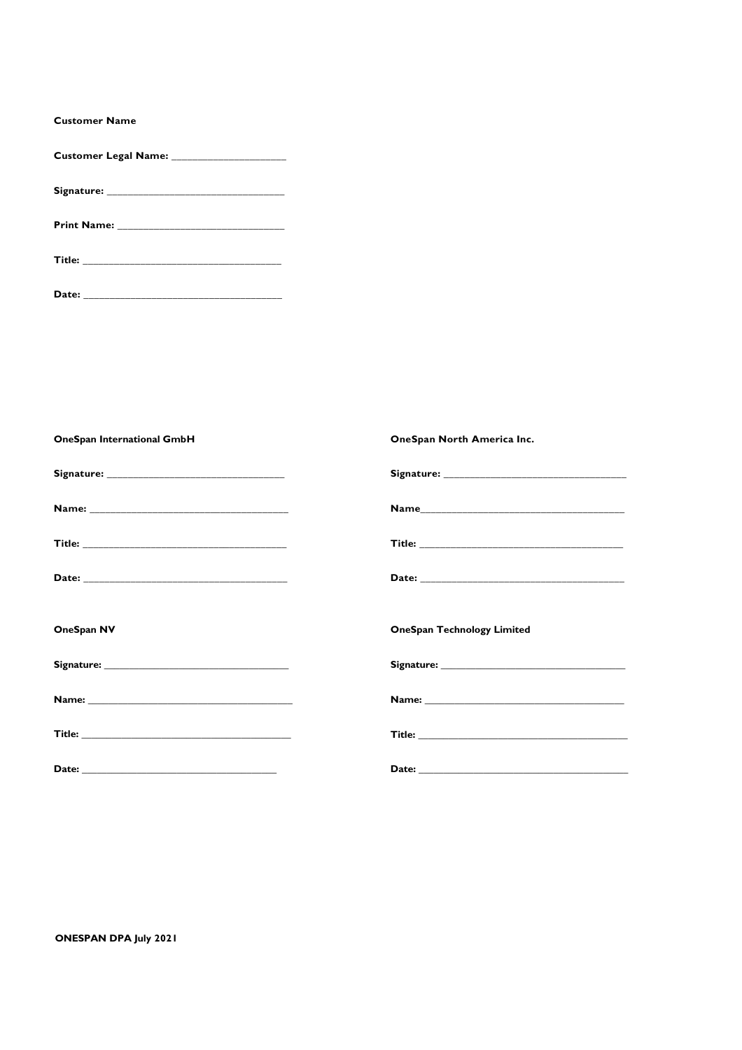**Customer Name**

**Customer Legal Name:** ____________________

**Signature:** ________________________________

**Print Name:** ______________________________

**Title:** ___________________________________

**Date:** ___________________________________

**OneSpan International GmbH**

**Signature:** ________________________________

**Name:** ___________________________________

**Title:** ___________________________________

**Date:** ___________________________________

**OneSpan North America Inc.**

**Signature:** ________________________________

**Name**____________________________________

**Title:** ___________________________________

**Date:** ___________________________________

**OneSpan NV**

**Signature:** ________________________________

**Name:** ___________________________________

**Title:** ___________________________________

**Date:** ___________________________________

**OneSpan Technology Limited**

**Signature:** ________________________________

**Name:** ___________________________________

**Title:** ___________________________________

**Date:** ___________________________________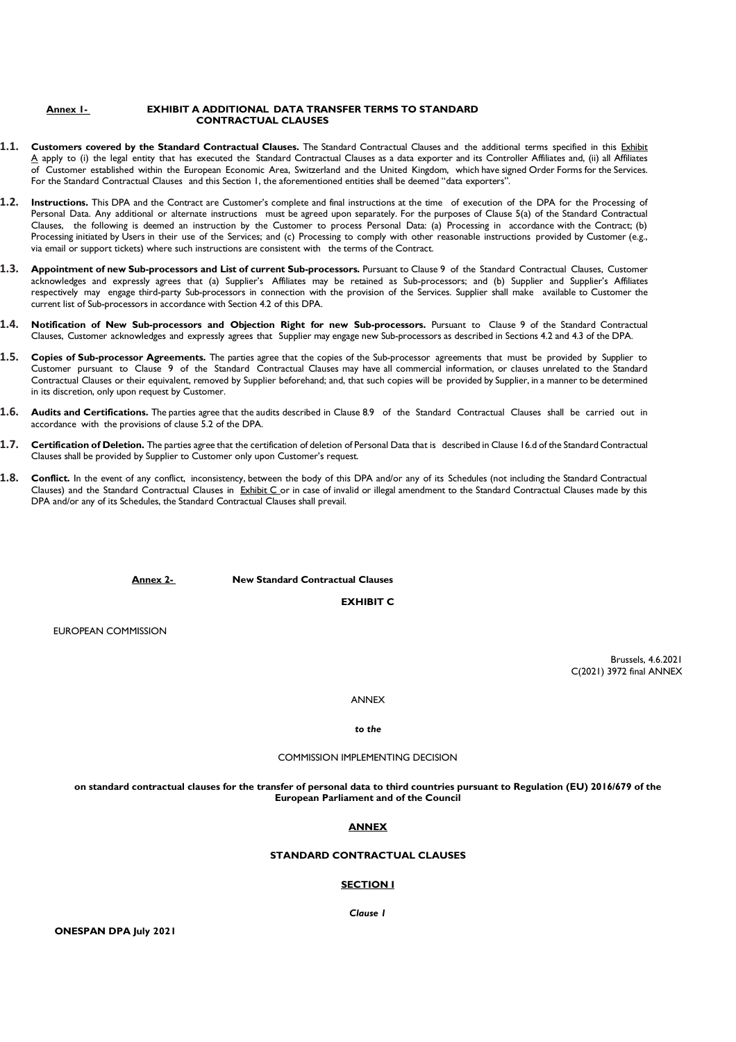**Annex 1-** **EXHIBIT A ADDITIONAL DATA TRANSFER TERMS TO STANDARD CONTRACTUAL CLAUSES**

**1.1. Customers covered by the Standard Contractual Clauses.** The Standard Contractual Clauses and the additional terms specified in this Exhibit A apply to (i) the legal entity that has executed the Standard Contractual Clauses as a data exporter and its Controller Affiliates and, (ii) all Affiliates of Customer established within the European Economic Area, Switzerland and the United Kingdom, which have signed Order Forms for the Services. For the Standard Contractual Clauses and this Section 1, the aforementioned entities shall be deemed "data exporters".

**1.2. Instructions.** This DPA and the Contract are Customer's complete and final instructions at the time of execution of the DPA for the Processing of Personal Data. Any additional or alternate instructions must be agreed upon separately. For the purposes of Clause 5(a) of the Standard Contractual Clauses, the following is deemed an instruction by the Customer to process Personal Data: (a) Processing in accordance with the Contract; (b) Processing initiated by Users in their use of the Services; and (c) Processing to comply with other reasonable instructions provided by Customer (e.g., via email or support tickets) where such instructions are consistent with the terms of the Contract.

**1.3. Appointment of new Sub-processors and List of current Sub-processors.** Pursuant to Clause 9 of the Standard Contractual Clauses, Customer acknowledges and expressly agrees that (a) Supplier's Affiliates may be retained as Sub-processors; and (b) Supplier and Supplier's Affiliates respectively may engage third-party Sub-processors in connection with the provision of the Services. Supplier shall make available to Customer the current list of Sub-processors in accordance with Section 4.2 of this DPA.

**1.4. Notification of New Sub-processors and Objection Right for new Sub-processors.** Pursuant to Clause 9 of the Standard Contractual Clauses, Customer acknowledges and expressly agrees that Supplier may engage new Sub-processors as described in Sections 4.2 and 4.3 of the DPA.

**1.5. Copies of Sub-processor Agreements.** The parties agree that the copies of the Sub-processor agreements that must be provided by Supplier to Customer pursuant to Clause 9 of the Standard Contractual Clauses may have all commercial information, or clauses unrelated to the Standard Contractual Clauses or their equivalent, removed by Supplier beforehand; and, that such copies will be provided by Supplier, in a manner to be determined in its discretion, only upon request by Customer.

**1.6. Audits and Certifications.** The parties agree that the audits described in Clause 8.9 of the Standard Contractual Clauses shall be carried out in accordance with the provisions of clause 5.2 of the DPA.

**1.7. Certification of Deletion.** The parties agree that the certification of deletion of Personal Data that is described in Clause 16.d of the Standard Contractual Clauses shall be provided by Supplier to Customer only upon Customer's request.

**1.8. Conflict.** In the event of any conflict, inconsistency, between the body of this DPA and/or any of its Schedules (not including the Standard Contractual Clauses) and the Standard Contractual Clauses in Exhibit C or in case of invalid or illegal amendment to the Standard Contractual Clauses made by this DPA and/or any of its Schedules, the Standard Contractual Clauses shall prevail.

**Annex 2-** **New Standard Contractual Clauses**

**EXHIBIT C**

EUROPEAN COMMISSION

Brussels, 4.6.2021
C(2021) 3972 final ANNEX

ANNEX

***to the***

COMMISSION IMPLEMENTING DECISION

**on standard contractual clauses for the transfer of personal data to third countries pursuant to Regulation (EU) 2016/679 of the European Parliament and of the Council**

**ANNEX**

**STANDARD CONTRACTUAL CLAUSES**

**SECTION I**

***Clause 1***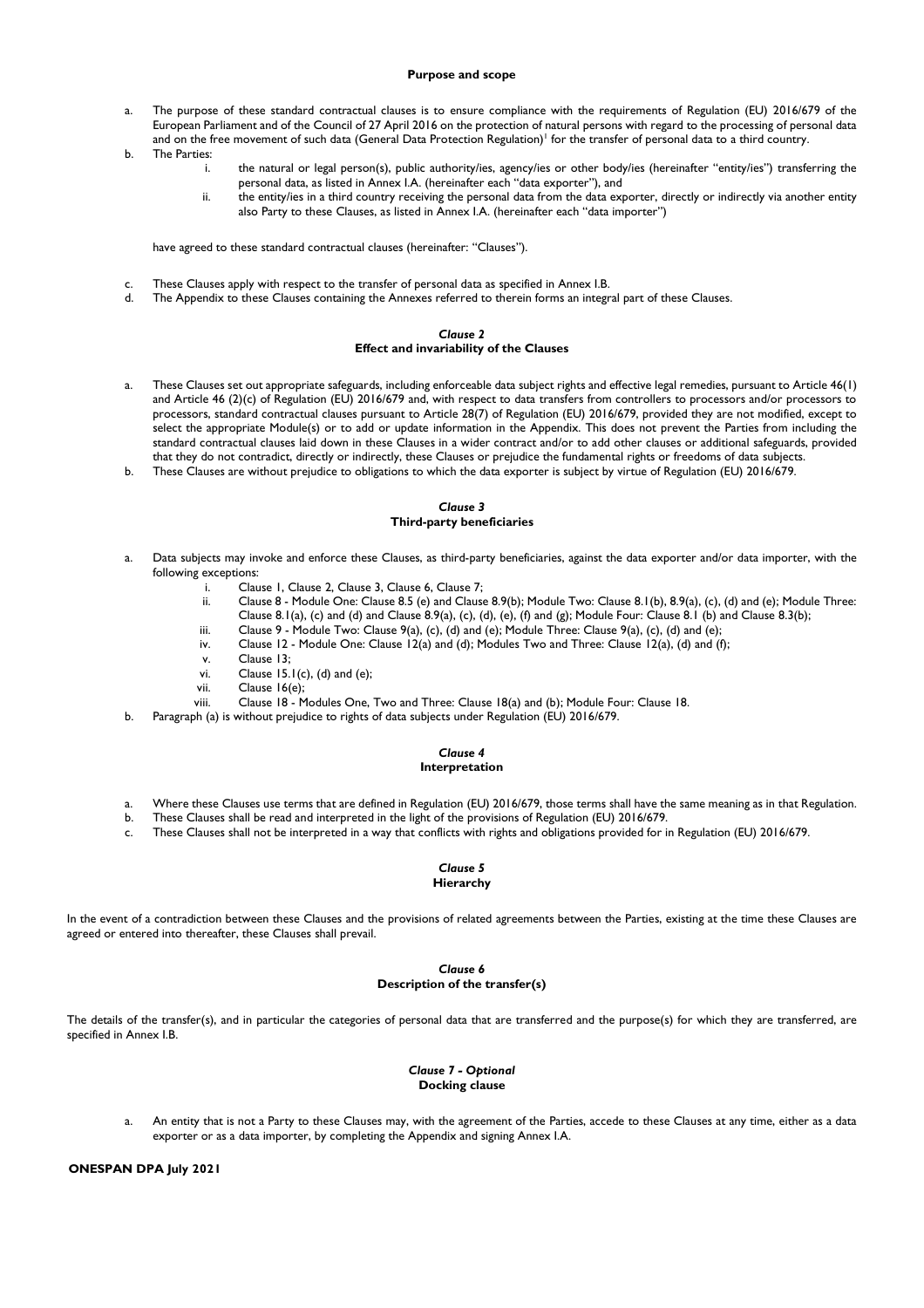**Purpose and scope**

a. The purpose of these standard contractual clauses is to ensure compliance with the requirements of Regulation (EU) 2016/679 of the European Parliament and of the Council of 27 April 2016 on the protection of natural persons with regard to the processing of personal data and on the free movement of such data (General Data Protection Regulation)[1] for the transfer of personal data to a third country.
b. The Parties:
   i. the natural or legal person(s), public authority/ies, agency/ies or other body/ies (hereinafter "entity/ies") transferring the personal data, as listed in Annex I.A. (hereinafter each "data exporter"), and
   ii. the entity/ies in a third country receiving the personal data from the data exporter, directly or indirectly via another entity also Party to these Clauses, as listed in Annex I.A. (hereinafter each "data importer")

   have agreed to these standard contractual clauses (hereinafter: "Clauses").

c. These Clauses apply with respect to the transfer of personal data as specified in Annex I.B.
d. The Appendix to these Clauses containing the Annexes referred to therein forms an integral part of these Clauses.

### *Clause 2*
### Effect and invariability of the Clauses

a. These Clauses set out appropriate safeguards, including enforceable data subject rights and effective legal remedies, pursuant to Article 46(1) and Article 46 (2)(c) of Regulation (EU) 2016/679 and, with respect to data transfers from controllers to processors and/or processors to processors, standard contractual clauses pursuant to Article 28(7) of Regulation (EU) 2016/679, provided they are not modified, except to select the appropriate Module(s) or to add or update information in the Appendix. This does not prevent the Parties from including the standard contractual clauses laid down in these Clauses in a wider contract and/or to add other clauses or additional safeguards, provided that they do not contradict, directly or indirectly, these Clauses or prejudice the fundamental rights or freedoms of data subjects.
b. These Clauses are without prejudice to obligations to which the data exporter is subject by virtue of Regulation (EU) 2016/679.

### *Clause 3*
### Third-party beneficiaries

a. Data subjects may invoke and enforce these Clauses, as third-party beneficiaries, against the data exporter and/or data importer, with the following exceptions:
   i. Clause 1, Clause 2, Clause 3, Clause 6, Clause 7;
   ii. Clause 8 - Module One: Clause 8.5 (e) and Clause 8.9(b); Module Two: Clause 8.1(b), 8.9(a), (c), (d) and (e); Module Three: Clause 8.1(a), (c) and (d) and Clause 8.9(a), (c), (d), (e), (f) and (g); Module Four: Clause 8.1 (b) and Clause 8.3(b);
   iii. Clause 9 - Module Two: Clause 9(a), (c), (d) and (e); Module Three: Clause 9(a), (c), (d) and (e);
   iv. Clause 12 - Module One: Clause 12(a) and (d); Modules Two and Three: Clause 12(a), (d) and (f);
   v. Clause 13;
   vi. Clause 15.1(c), (d) and (e);
   vii. Clause 16(e);
   viii. Clause 18 - Modules One, Two and Three: Clause 18(a) and (b); Module Four: Clause 18.
b. Paragraph (a) is without prejudice to rights of data subjects under Regulation (EU) 2016/679.

### *Clause 4*
### Interpretation

a. Where these Clauses use terms that are defined in Regulation (EU) 2016/679, those terms shall have the same meaning as in that Regulation.
b. These Clauses shall be read and interpreted in the light of the provisions of Regulation (EU) 2016/679.
c. These Clauses shall not be interpreted in a way that conflicts with rights and obligations provided for in Regulation (EU) 2016/679.

### *Clause 5*
### Hierarchy

In the event of a contradiction between these Clauses and the provisions of related agreements between the Parties, existing at the time these Clauses are agreed or entered into thereafter, these Clauses shall prevail.

### *Clause 6*
### Description of the transfer(s)

The details of the transfer(s), and in particular the categories of personal data that are transferred and the purpose(s) for which they are transferred, are specified in Annex I.B.

### *Clause 7 - Optional*
### Docking clause

a. An entity that is not a Party to these Clauses may, with the agreement of the Parties, accede to these Clauses at any time, either as a data exporter or as a data importer, by completing the Appendix and signing Annex I.A.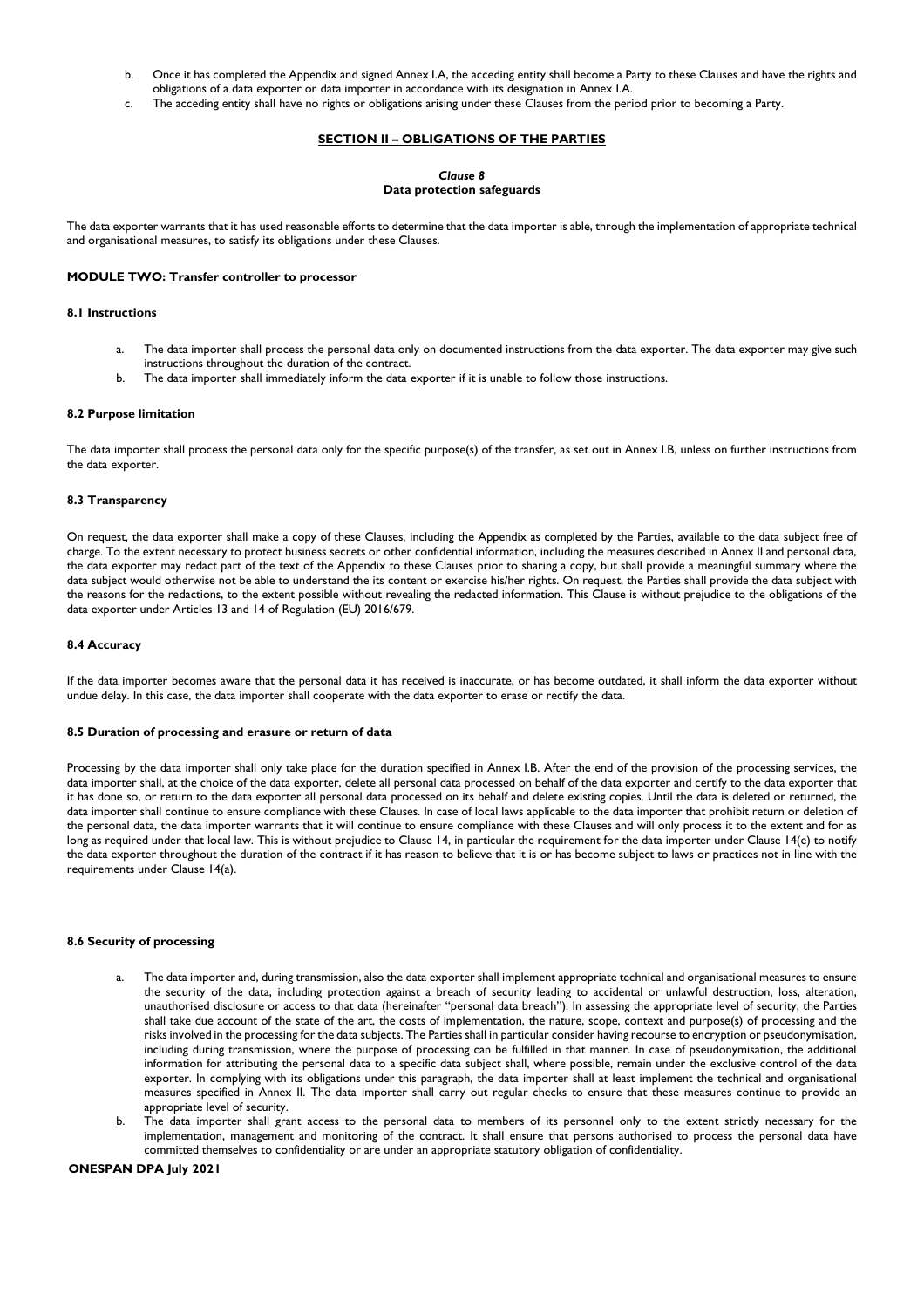b. Once it has completed the Appendix and signed Annex I.A, the acceding entity shall become a Party to these Clauses and have the rights and obligations of a data exporter or data importer in accordance with its designation in Annex I.A.
c. The acceding entity shall have no rights or obligations arising under these Clauses from the period prior to becoming a Party.

## SECTION II – OBLIGATIONS OF THE PARTIES

### *Clause 8*
### Data protection safeguards

The data exporter warrants that it has used reasonable efforts to determine that the data importer is able, through the implementation of appropriate technical and organisational measures, to satisfy its obligations under these Clauses.

**MODULE TWO: Transfer controller to processor**

**8.1 Instructions**

a. The data importer shall process the personal data only on documented instructions from the data exporter. The data exporter may give such instructions throughout the duration of the contract.
b. The data importer shall immediately inform the data exporter if it is unable to follow those instructions.

**8.2 Purpose limitation**

The data importer shall process the personal data only for the specific purpose(s) of the transfer, as set out in Annex I.B, unless on further instructions from the data exporter.

**8.3 Transparency**

On request, the data exporter shall make a copy of these Clauses, including the Appendix as completed by the Parties, available to the data subject free of charge. To the extent necessary to protect business secrets or other confidential information, including the measures described in Annex II and personal data, the data exporter may redact part of the text of the Appendix to these Clauses prior to sharing a copy, but shall provide a meaningful summary where the data subject would otherwise not be able to understand the its content or exercise his/her rights. On request, the Parties shall provide the data subject with the reasons for the redactions, to the extent possible without revealing the redacted information. This Clause is without prejudice to the obligations of the data exporter under Articles 13 and 14 of Regulation (EU) 2016/679.

**8.4 Accuracy**

If the data importer becomes aware that the personal data it has received is inaccurate, or has become outdated, it shall inform the data exporter without undue delay. In this case, the data importer shall cooperate with the data exporter to erase or rectify the data.

**8.5 Duration of processing and erasure or return of data**

Processing by the data importer shall only take place for the duration specified in Annex I.B. After the end of the provision of the processing services, the data importer shall, at the choice of the data exporter, delete all personal data processed on behalf of the data exporter and certify to the data exporter that it has done so, or return to the data exporter all personal data processed on its behalf and delete existing copies. Until the data is deleted or returned, the data importer shall continue to ensure compliance with these Clauses. In case of local laws applicable to the data importer that prohibit return or deletion of the personal data, the data importer warrants that it will continue to ensure compliance with these Clauses and will only process it to the extent and for as long as required under that local law. This is without prejudice to Clause 14, in particular the requirement for the data importer under Clause 14(e) to notify the data exporter throughout the duration of the contract if it has reason to believe that it is or has become subject to laws or practices not in line with the requirements under Clause 14(a).

**8.6 Security of processing**

a. The data importer and, during transmission, also the data exporter shall implement appropriate technical and organisational measures to ensure the security of the data, including protection against a breach of security leading to accidental or unlawful destruction, loss, alteration, unauthorised disclosure or access to that data (hereinafter "personal data breach"). In assessing the appropriate level of security, the Parties shall take due account of the state of the art, the costs of implementation, the nature, scope, context and purpose(s) of processing and the risks involved in the processing for the data subjects. The Parties shall in particular consider having recourse to encryption or pseudonymisation, including during transmission, where the purpose of processing can be fulfilled in that manner. In case of pseudonymisation, the additional information for attributing the personal data to a specific data subject shall, where possible, remain under the exclusive control of the data exporter. In complying with its obligations under this paragraph, the data importer shall at least implement the technical and organisational measures specified in Annex II. The data importer shall carry out regular checks to ensure that these measures continue to provide an appropriate level of security.
b. The data importer shall grant access to the personal data to members of its personnel only to the extent strictly necessary for the implementation, management and monitoring of the contract. It shall ensure that persons authorised to process the personal data have committed themselves to confidentiality or are under an appropriate statutory obligation of confidentiality.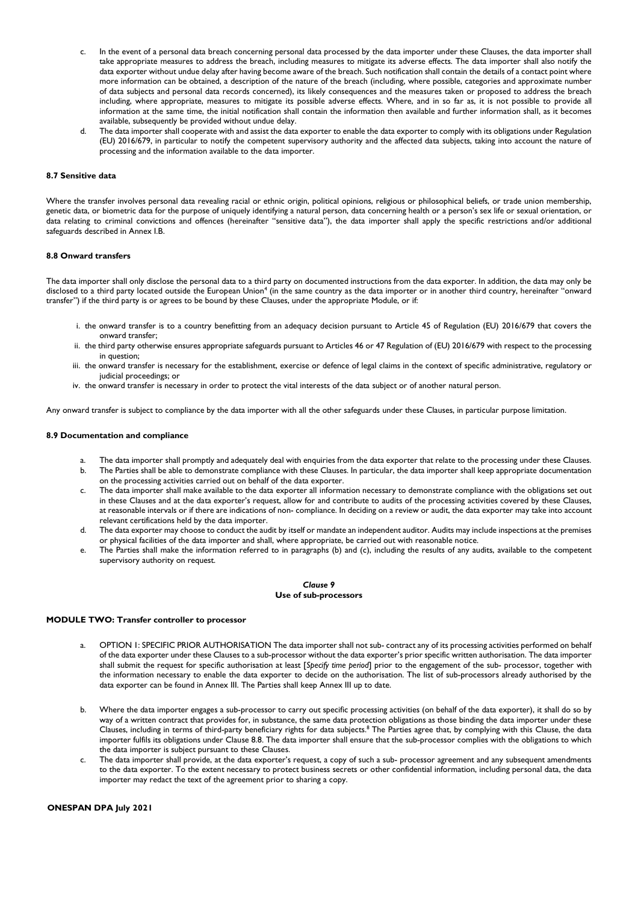c. In the event of a personal data breach concerning personal data processed by the data importer under these Clauses, the data importer shall take appropriate measures to address the breach, including measures to mitigate its adverse effects. The data importer shall also notify the data exporter without undue delay after having become aware of the breach. Such notification shall contain the details of a contact point where more information can be obtained, a description of the nature of the breach (including, where possible, categories and approximate number of data subjects and personal data records concerned), its likely consequences and the measures taken or proposed to address the breach including, where appropriate, measures to mitigate its possible adverse effects. Where, and in so far as, it is not possible to provide all information at the same time, the initial notification shall contain the information then available and further information shall, as it becomes available, subsequently be provided without undue delay.

d. The data importer shall cooperate with and assist the data exporter to enable the data exporter to comply with its obligations under Regulation (EU) 2016/679, in particular to notify the competent supervisory authority and the affected data subjects, taking into account the nature of processing and the information available to the data importer.

**8.7 Sensitive data**

Where the transfer involves personal data revealing racial or ethnic origin, political opinions, religious or philosophical beliefs, or trade union membership, genetic data, or biometric data for the purpose of uniquely identifying a natural person, data concerning health or a person's sex life or sexual orientation, or data relating to criminal convictions and offences (hereinafter "sensitive data"), the data importer shall apply the specific restrictions and/or additional safeguards described in Annex I.B.

**8.8 Onward transfers**

The data importer shall only disclose the personal data to a third party on documented instructions from the data exporter. In addition, the data may only be disclosed to a third party located outside the European Union[4] (in the same country as the data importer or in another third country, hereinafter "onward transfer") if the third party is or agrees to be bound by these Clauses, under the appropriate Module, or if:

i. the onward transfer is to a country benefitting from an adequacy decision pursuant to Article 45 of Regulation (EU) 2016/679 that covers the onward transfer;
ii. the third party otherwise ensures appropriate safeguards pursuant to Articles 46 or 47 Regulation of (EU) 2016/679 with respect to the processing in question;
iii. the onward transfer is necessary for the establishment, exercise or defence of legal claims in the context of specific administrative, regulatory or judicial proceedings; or
iv. the onward transfer is necessary in order to protect the vital interests of the data subject or of another natural person.

Any onward transfer is subject to compliance by the data importer with all the other safeguards under these Clauses, in particular purpose limitation.

**8.9 Documentation and compliance**

a. The data importer shall promptly and adequately deal with enquiries from the data exporter that relate to the processing under these Clauses.
b. The Parties shall be able to demonstrate compliance with these Clauses. In particular, the data importer shall keep appropriate documentation on the processing activities carried out on behalf of the data exporter.
c. The data importer shall make available to the data exporter all information necessary to demonstrate compliance with the obligations set out in these Clauses and at the data exporter's request, allow for and contribute to audits of the processing activities covered by these Clauses, at reasonable intervals or if there are indications of non- compliance. In deciding on a review or audit, the data exporter may take into account relevant certifications held by the data importer.
d. The data exporter may choose to conduct the audit by itself or mandate an independent auditor. Audits may include inspections at the premises or physical facilities of the data importer and shall, where appropriate, be carried out with reasonable notice.
e. The Parties shall make the information referred to in paragraphs (b) and (c), including the results of any audits, available to the competent supervisory authority on request.

***Clause 9***
**Use of sub-processors**

**MODULE TWO: Transfer controller to processor**

a. OPTION 1: SPECIFIC PRIOR AUTHORISATION The data importer shall not sub- contract any of its processing activities performed on behalf of the data exporter under these Clauses to a sub-processor without the data exporter's prior specific written authorisation. The data importer shall submit the request for specific authorisation at least [*Specify time period*] prior to the engagement of the sub- processor, together with the information necessary to enable the data exporter to decide on the authorisation. The list of sub-processors already authorised by the data exporter can be found in Annex III. The Parties shall keep Annex III up to date.

b. Where the data importer engages a sub-processor to carry out specific processing activities (on behalf of the data exporter), it shall do so by way of a written contract that provides for, in substance, the same data protection obligations as those binding the data importer under these Clauses, including in terms of third-party beneficiary rights for data subjects.[8] The Parties agree that, by complying with this Clause, the data importer fulfils its obligations under Clause 8.8. The data importer shall ensure that the sub-processor complies with the obligations to which the data importer is subject pursuant to these Clauses.

c. The data importer shall provide, at the data exporter's request, a copy of such a sub- processor agreement and any subsequent amendments to the data exporter. To the extent necessary to protect business secrets or other confidential information, including personal data, the data importer may redact the text of the agreement prior to sharing a copy.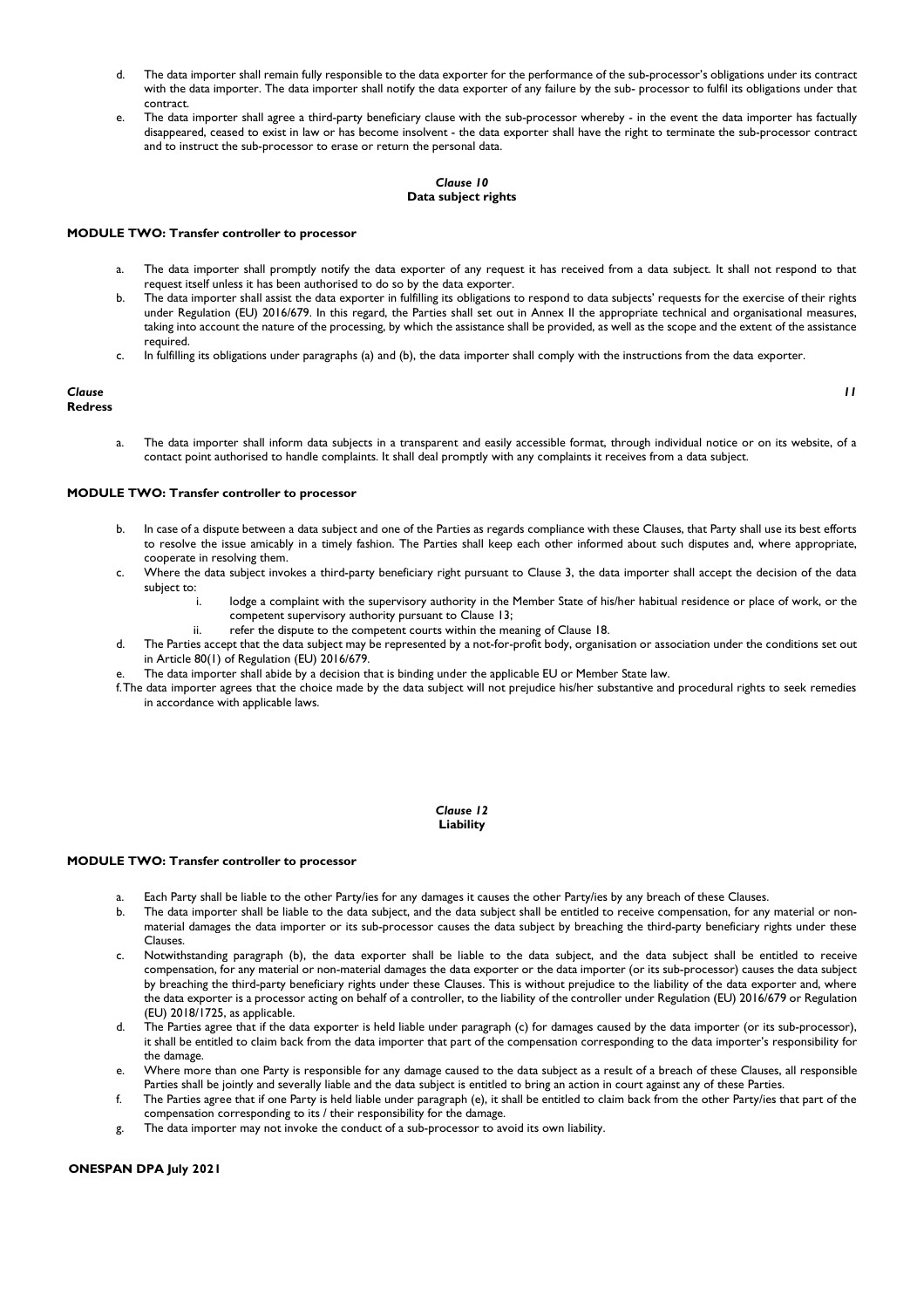d. The data importer shall remain fully responsible to the data exporter for the performance of the sub-processor's obligations under its contract with the data importer. The data importer shall notify the data exporter of any failure by the sub- processor to fulfil its obligations under that contract.

e. The data importer shall agree a third-party beneficiary clause with the sub-processor whereby - in the event the data importer has factually disappeared, ceased to exist in law or has become insolvent - the data exporter shall have the right to terminate the sub-processor contract and to instruct the sub-processor to erase or return the personal data.

### *Clause 10*
### Data subject rights

**MODULE TWO: Transfer controller to processor**

a. The data importer shall promptly notify the data exporter of any request it has received from a data subject. It shall not respond to that request itself unless it has been authorised to do so by the data exporter.

b. The data importer shall assist the data exporter in fulfilling its obligations to respond to data subjects' requests for the exercise of their rights under Regulation (EU) 2016/679. In this regard, the Parties shall set out in Annex II the appropriate technical and organisational measures, taking into account the nature of the processing, by which the assistance shall be provided, as well as the scope and the extent of the assistance required.

c. In fulfilling its obligations under paragraphs (a) and (b), the data importer shall comply with the instructions from the data exporter.

### *Clause 11*
### Redress

a. The data importer shall inform data subjects in a transparent and easily accessible format, through individual notice or on its website, of a contact point authorised to handle complaints. It shall deal promptly with any complaints it receives from a data subject.

**MODULE TWO: Transfer controller to processor**

b. In case of a dispute between a data subject and one of the Parties as regards compliance with these Clauses, that Party shall use its best efforts to resolve the issue amicably in a timely fashion. The Parties shall keep each other informed about such disputes and, where appropriate, cooperate in resolving them.

c. Where the data subject invokes a third-party beneficiary right pursuant to Clause 3, the data importer shall accept the decision of the data subject to:
   i. lodge a complaint with the supervisory authority in the Member State of his/her habitual residence or place of work, or the competent supervisory authority pursuant to Clause 13;
   ii. refer the dispute to the competent courts within the meaning of Clause 18.

d. The Parties accept that the data subject may be represented by a not-for-profit body, organisation or association under the conditions set out in Article 80(1) of Regulation (EU) 2016/679.

e. The data importer shall abide by a decision that is binding under the applicable EU or Member State law.

f. The data importer agrees that the choice made by the data subject will not prejudice his/her substantive and procedural rights to seek remedies in accordance with applicable laws.

### *Clause 12*
### Liability

**MODULE TWO: Transfer controller to processor**

a. Each Party shall be liable to the other Party/ies for any damages it causes the other Party/ies by any breach of these Clauses.

b. The data importer shall be liable to the data subject, and the data subject shall be entitled to receive compensation, for any material or non-material damages the data importer or its sub-processor causes the data subject by breaching the third-party beneficiary rights under these Clauses.

c. Notwithstanding paragraph (b), the data exporter shall be liable to the data subject, and the data subject shall be entitled to receive compensation, for any material or non-material damages the data exporter or the data importer (or its sub-processor) causes the data subject by breaching the third-party beneficiary rights under these Clauses. This is without prejudice to the liability of the data exporter and, where the data exporter is a processor acting on behalf of a controller, to the liability of the controller under Regulation (EU) 2016/679 or Regulation (EU) 2018/1725, as applicable.

d. The Parties agree that if the data exporter is held liable under paragraph (c) for damages caused by the data importer (or its sub-processor), it shall be entitled to claim back from the data importer that part of the compensation corresponding to the data importer's responsibility for the damage.

e. Where more than one Party is responsible for any damage caused to the data subject as a result of a breach of these Clauses, all responsible Parties shall be jointly and severally liable and the data subject is entitled to bring an action in court against any of these Parties.

f. The Parties agree that if one Party is held liable under paragraph (e), it shall be entitled to claim back from the other Party/ies that part of the compensation corresponding to its / their responsibility for the damage.

g. The data importer may not invoke the conduct of a sub-processor to avoid its own liability.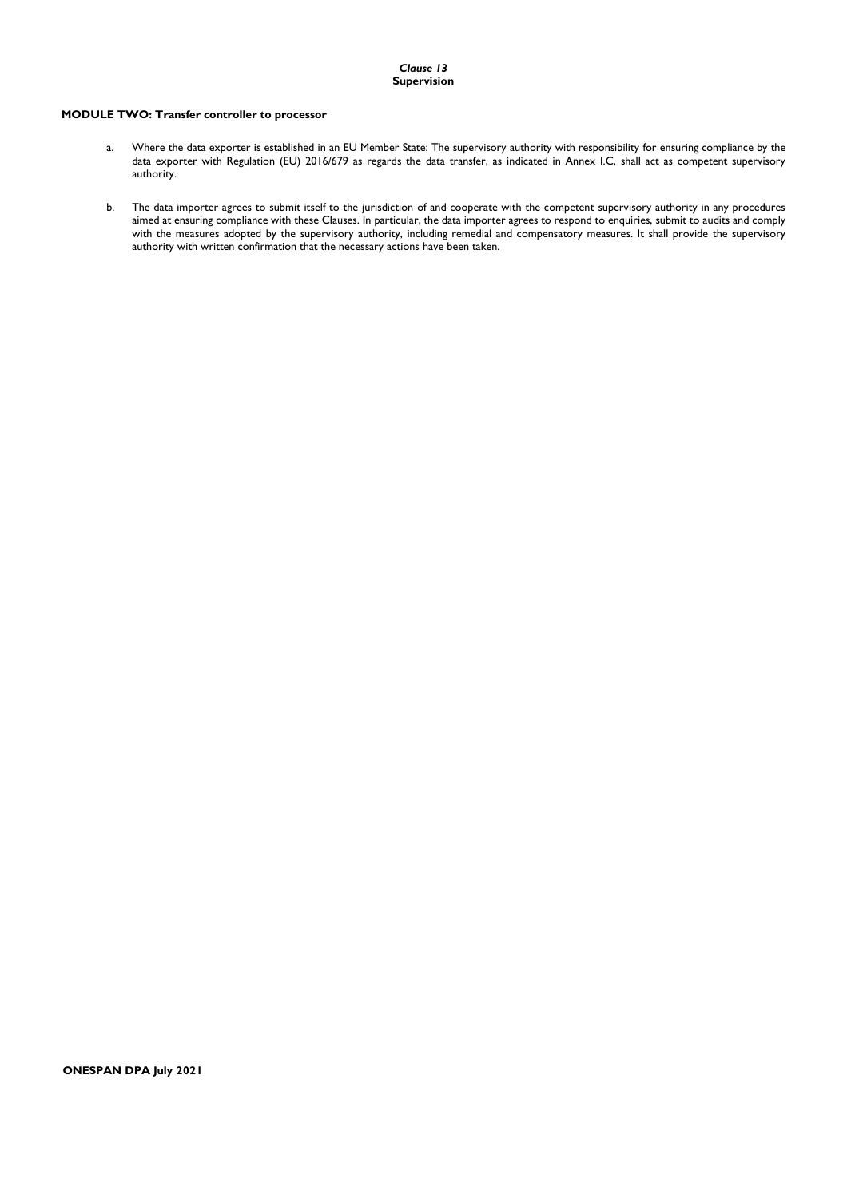***Clause 13***
**Supervision**

**MODULE TWO: Transfer controller to processor**

a. Where the data exporter is established in an EU Member State: The supervisory authority with responsibility for ensuring compliance by the data exporter with Regulation (EU) 2016/679 as regards the data transfer, as indicated in Annex I.C, shall act as competent supervisory authority.

b. The data importer agrees to submit itself to the jurisdiction of and cooperate with the competent supervisory authority in any procedures aimed at ensuring compliance with these Clauses. In particular, the data importer agrees to respond to enquiries, submit to audits and comply with the measures adopted by the supervisory authority, including remedial and compensatory measures. It shall provide the supervisory authority with written confirmation that the necessary actions have been taken.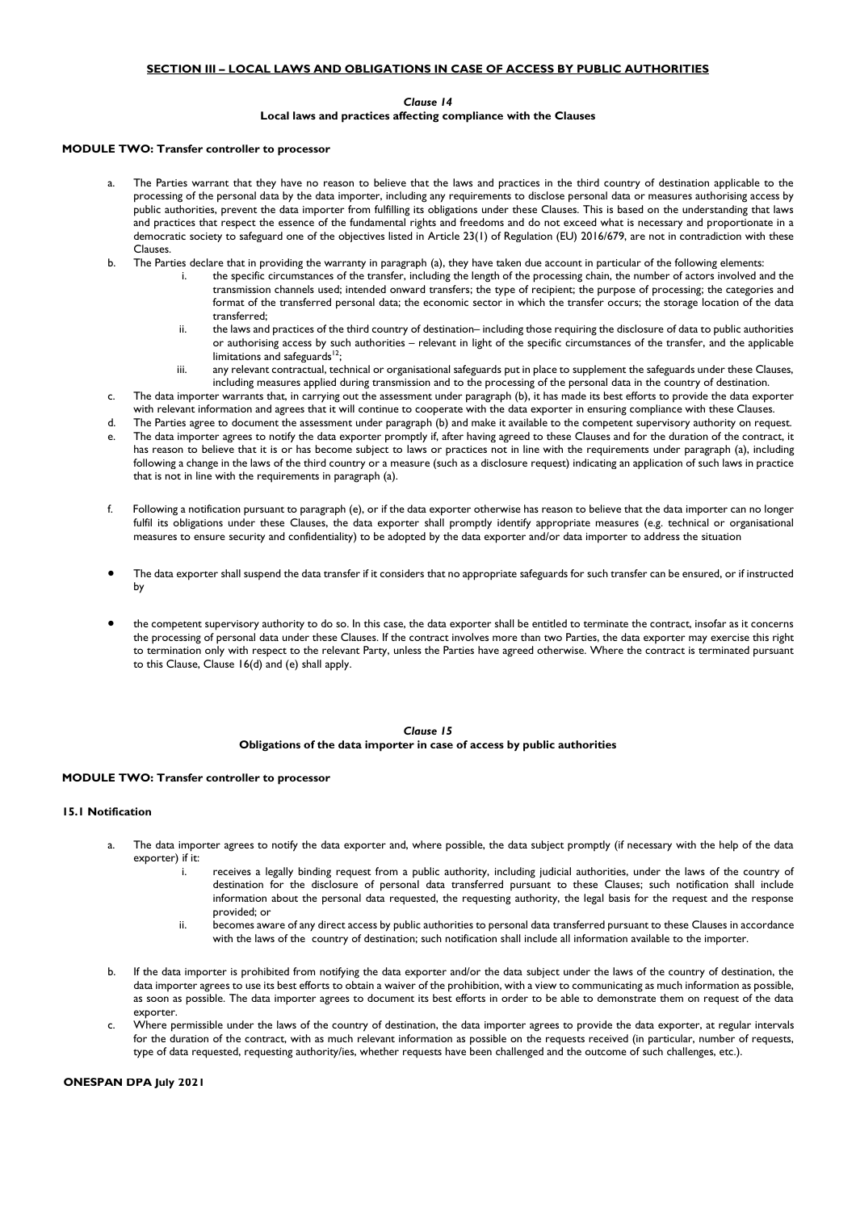**SECTION III – LOCAL LAWS AND OBLIGATIONS IN CASE OF ACCESS BY PUBLIC AUTHORITIES**

***Clause 14***

**Local laws and practices affecting compliance with the Clauses**

**MODULE TWO: Transfer controller to processor**

a. The Parties warrant that they have no reason to believe that the laws and practices in the third country of destination applicable to the processing of the personal data by the data importer, including any requirements to disclose personal data or measures authorising access by public authorities, prevent the data importer from fulfilling its obligations under these Clauses. This is based on the understanding that laws and practices that respect the essence of the fundamental rights and freedoms and do not exceed what is necessary and proportionate in a democratic society to safeguard one of the objectives listed in Article 23(1) of Regulation (EU) 2016/679, are not in contradiction with these Clauses.

b. The Parties declare that in providing the warranty in paragraph (a), they have taken due account in particular of the following elements:
   i. the specific circumstances of the transfer, including the length of the processing chain, the number of actors involved and the transmission channels used; intended onward transfers; the type of recipient; the purpose of processing; the categories and format of the transferred personal data; the economic sector in which the transfer occurs; the storage location of the data transferred;
   ii. the laws and practices of the third country of destination– including those requiring the disclosure of data to public authorities or authorising access by such authorities – relevant in light of the specific circumstances of the transfer, and the applicable limitations and safeguards[12];
   iii. any relevant contractual, technical or organisational safeguards put in place to supplement the safeguards under these Clauses, including measures applied during transmission and to the processing of the personal data in the country of destination.

c. The data importer warrants that, in carrying out the assessment under paragraph (b), it has made its best efforts to provide the data exporter with relevant information and agrees that it will continue to cooperate with the data exporter in ensuring compliance with these Clauses.

d. The Parties agree to document the assessment under paragraph (b) and make it available to the competent supervisory authority on request.

e. The data importer agrees to notify the data exporter promptly if, after having agreed to these Clauses and for the duration of the contract, it has reason to believe that it is or has become subject to laws or practices not in line with the requirements under paragraph (a), including following a change in the laws of the third country or a measure (such as a disclosure request) indicating an application of such laws in practice that is not in line with the requirements in paragraph (a).

f. Following a notification pursuant to paragraph (e), or if the data exporter otherwise has reason to believe that the data importer can no longer fulfil its obligations under these Clauses, the data exporter shall promptly identify appropriate measures (e.g. technical or organisational measures to ensure security and confidentiality) to be adopted by the data exporter and/or data importer to address the situation

- The data exporter shall suspend the data transfer if it considers that no appropriate safeguards for such transfer can be ensured, or if instructed by

- the competent supervisory authority to do so. In this case, the data exporter shall be entitled to terminate the contract, insofar as it concerns the processing of personal data under these Clauses. If the contract involves more than two Parties, the data exporter may exercise this right to termination only with respect to the relevant Party, unless the Parties have agreed otherwise. Where the contract is terminated pursuant to this Clause, Clause 16(d) and (e) shall apply.

***Clause 15***

**Obligations of the data importer in case of access by public authorities**

**MODULE TWO: Transfer controller to processor**

**15.1 Notification**

a. The data importer agrees to notify the data exporter and, where possible, the data subject promptly (if necessary with the help of the data exporter) if it:
   i. receives a legally binding request from a public authority, including judicial authorities, under the laws of the country of destination for the disclosure of personal data transferred pursuant to these Clauses; such notification shall include information about the personal data requested, the requesting authority, the legal basis for the request and the response provided; or
   ii. becomes aware of any direct access by public authorities to personal data transferred pursuant to these Clauses in accordance with the laws of the country of destination; such notification shall include all information available to the importer.

b. If the data importer is prohibited from notifying the data exporter and/or the data subject under the laws of the country of destination, the data importer agrees to use its best efforts to obtain a waiver of the prohibition, with a view to communicating as much information as possible, as soon as possible. The data importer agrees to document its best efforts in order to be able to demonstrate them on request of the data exporter.

c. Where permissible under the laws of the country of destination, the data importer agrees to provide the data exporter, at regular intervals for the duration of the contract, with as much relevant information as possible on the requests received (in particular, number of requests, type of data requested, requesting authority/ies, whether requests have been challenged and the outcome of such challenges, etc.).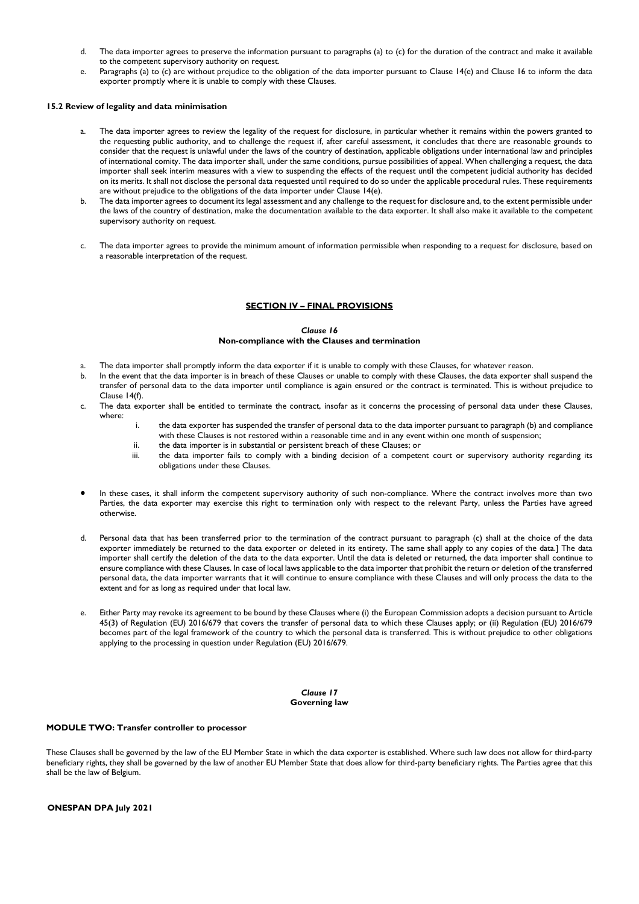d. The data importer agrees to preserve the information pursuant to paragraphs (a) to (c) for the duration of the contract and make it available to the competent supervisory authority on request.
e. Paragraphs (a) to (c) are without prejudice to the obligation of the data importer pursuant to Clause 14(e) and Clause 16 to inform the data exporter promptly where it is unable to comply with these Clauses.

**15.2 Review of legality and data minimisation**

a. The data importer agrees to review the legality of the request for disclosure, in particular whether it remains within the powers granted to the requesting public authority, and to challenge the request if, after careful assessment, it concludes that there are reasonable grounds to consider that the request is unlawful under the laws of the country of destination, applicable obligations under international law and principles of international comity. The data importer shall, under the same conditions, pursue possibilities of appeal. When challenging a request, the data importer shall seek interim measures with a view to suspending the effects of the request until the competent judicial authority has decided on its merits. It shall not disclose the personal data requested until required to do so under the applicable procedural rules. These requirements are without prejudice to the obligations of the data importer under Clause 14(e).
b. The data importer agrees to document its legal assessment and any challenge to the request for disclosure and, to the extent permissible under the laws of the country of destination, make the documentation available to the data exporter. It shall also make it available to the competent supervisory authority on request.
c. The data importer agrees to provide the minimum amount of information permissible when responding to a request for disclosure, based on a reasonable interpretation of the request.

## SECTION IV – FINAL PROVISIONS

### *Clause 16*
### Non-compliance with the Clauses and termination

a. The data importer shall promptly inform the data exporter if it is unable to comply with these Clauses, for whatever reason.
b. In the event that the data importer is in breach of these Clauses or unable to comply with these Clauses, the data exporter shall suspend the transfer of personal data to the data importer until compliance is again ensured or the contract is terminated. This is without prejudice to Clause 14(f).
c. The data exporter shall be entitled to terminate the contract, insofar as it concerns the processing of personal data under these Clauses, where:
   i. the data exporter has suspended the transfer of personal data to the data importer pursuant to paragraph (b) and compliance with these Clauses is not restored within a reasonable time and in any event within one month of suspension;
   ii. the data importer is in substantial or persistent breach of these Clauses; or
   iii. the data importer fails to comply with a binding decision of a competent court or supervisory authority regarding its obligations under these Clauses.

- In these cases, it shall inform the competent supervisory authority of such non-compliance. Where the contract involves more than two Parties, the data exporter may exercise this right to termination only with respect to the relevant Party, unless the Parties have agreed otherwise.

d. Personal data that has been transferred prior to the termination of the contract pursuant to paragraph (c) shall at the choice of the data exporter immediately be returned to the data exporter or deleted in its entirety. The same shall apply to any copies of the data.] The data importer shall certify the deletion of the data to the data exporter. Until the data is deleted or returned, the data importer shall continue to ensure compliance with these Clauses. In case of local laws applicable to the data importer that prohibit the return or deletion of the transferred personal data, the data importer warrants that it will continue to ensure compliance with these Clauses and will only process the data to the extent and for as long as required under that local law.

e. Either Party may revoke its agreement to be bound by these Clauses where (i) the European Commission adopts a decision pursuant to Article 45(3) of Regulation (EU) 2016/679 that covers the transfer of personal data to which these Clauses apply; or (ii) Regulation (EU) 2016/679 becomes part of the legal framework of the country to which the personal data is transferred. This is without prejudice to other obligations applying to the processing in question under Regulation (EU) 2016/679.

### *Clause 17*
### Governing law

**MODULE TWO: Transfer controller to processor**

These Clauses shall be governed by the law of the EU Member State in which the data exporter is established. Where such law does not allow for third-party beneficiary rights, they shall be governed by the law of another EU Member State that does allow for third-party beneficiary rights. The Parties agree that this shall be the law of Belgium.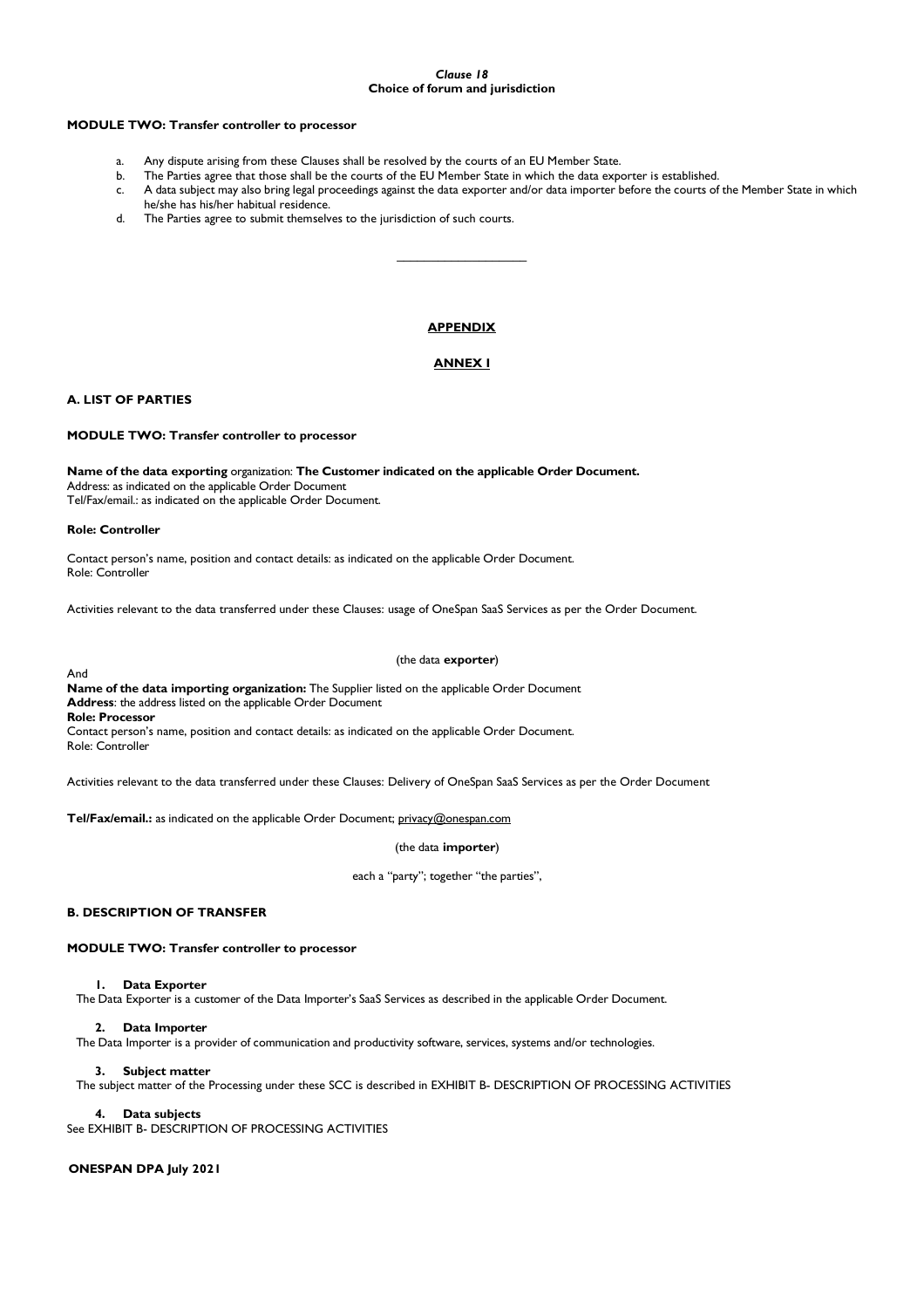### *Clause 18*
### Choice of forum and jurisdiction

**MODULE TWO: Transfer controller to processor**

a. Any dispute arising from these Clauses shall be resolved by the courts of an EU Member State.
b. The Parties agree that those shall be the courts of the EU Member State in which the data exporter is established.
c. A data subject may also bring legal proceedings against the data exporter and/or data importer before the courts of the Member State in which he/she has his/her habitual residence.
d. The Parties agree to submit themselves to the jurisdiction of such courts.

---

## APPENDIX

## ANNEX I

### A. LIST OF PARTIES

**MODULE TWO: Transfer controller to processor**

**Name of the data exporting** organization: **The Customer indicated on the applicable Order Document.**
Address: as indicated on the applicable Order Document
Tel/Fax/email.: as indicated on the applicable Order Document.

**Role: Controller**

Contact person's name, position and contact details: as indicated on the applicable Order Document.
Role: Controller

Activities relevant to the data transferred under these Clauses: usage of OneSpan SaaS Services as per the Order Document.

(the data **exporter**)

And
**Name of the data importing organization:** The Supplier listed on the applicable Order Document
**Address**: the address listed on the applicable Order Document
**Role: Processor**
Contact person's name, position and contact details: as indicated on the applicable Order Document.
Role: Controller

Activities relevant to the data transferred under these Clauses: Delivery of OneSpan SaaS Services as per the Order Document

**Tel/Fax/email.:** as indicated on the applicable Order Document; privacy@onespan.com

(the data **importer**)

each a "party"; together "the parties",

### B. DESCRIPTION OF TRANSFER

**MODULE TWO: Transfer controller to processor**

1. **Data Exporter**

The Data Exporter is a customer of the Data Importer's SaaS Services as described in the applicable Order Document.

2. **Data Importer**

The Data Importer is a provider of communication and productivity software, services, systems and/or technologies.

3. **Subject matter**

The subject matter of the Processing under these SCC is described in EXHIBIT B- DESCRIPTION OF PROCESSING ACTIVITIES

4. **Data subjects**

See EXHIBIT B- DESCRIPTION OF PROCESSING ACTIVITIES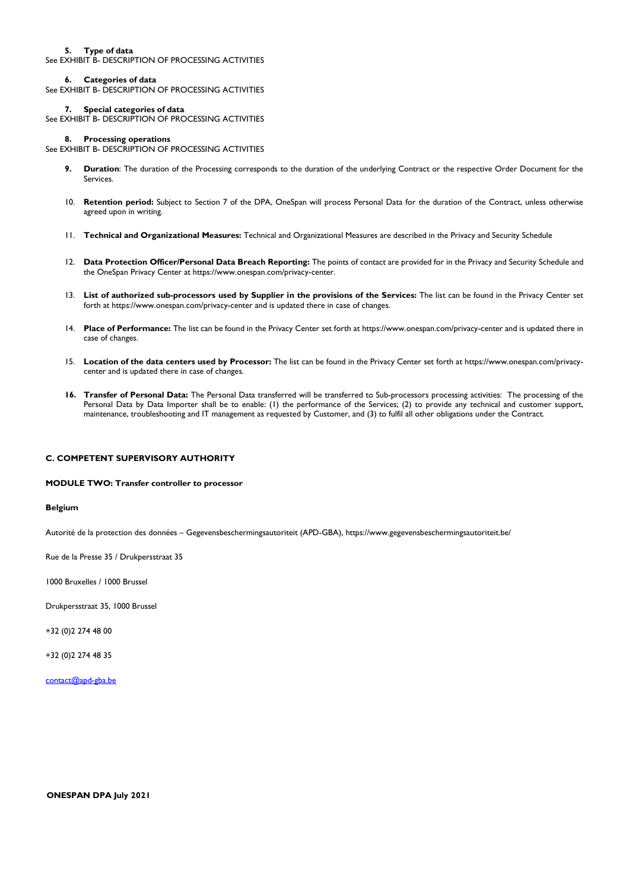5. **Type of data**

See EXHIBIT B- DESCRIPTION OF PROCESSING ACTIVITIES

6. **Categories of data**

See EXHIBIT B- DESCRIPTION OF PROCESSING ACTIVITIES

7. **Special categories of data**

See EXHIBIT B- DESCRIPTION OF PROCESSING ACTIVITIES

8. **Processing operations**

See EXHIBIT B- DESCRIPTION OF PROCESSING ACTIVITIES

9. **Duration**: The duration of the Processing corresponds to the duration of the underlying Contract or the respective Order Document for the Services.

10. **Retention period:** Subject to Section 7 of the DPA, OneSpan will process Personal Data for the duration of the Contract, unless otherwise agreed upon in writing.

11. **Technical and Organizational Measures:** Technical and Organizational Measures are described in the Privacy and Security Schedule

12. **Data Protection Officer/Personal Data Breach Reporting:** The points of contact are provided for in the Privacy and Security Schedule and the OneSpan Privacy Center at https://www.onespan.com/privacy-center.

13. **List of authorized sub-processors used by Supplier in the provisions of the Services:** The list can be found in the Privacy Center set forth at https://www.onespan.com/privacy-center and is updated there in case of changes.

14. **Place of Performance:** The list can be found in the Privacy Center set forth at https://www.onespan.com/privacy-center and is updated there in case of changes.

15. **Location of the data centers used by Processor:** The list can be found in the Privacy Center set forth at https://www.onespan.com/privacy-center and is updated there in case of changes.

16. **Transfer of Personal Data:** The Personal Data transferred will be transferred to Sub-processors processing activities: The processing of the Personal Data by Data Importer shall be to enable: (1) the performance of the Services; (2) to provide any technical and customer support, maintenance, troubleshooting and IT management as requested by Customer, and (3) to fulfil all other obligations under the Contract.

**C. COMPETENT SUPERVISORY AUTHORITY**

**MODULE TWO: Transfer controller to processor**

**Belgium**

Autorité de la protection des données – Gegevensbeschermingsautoriteit (APD-GBA), https://www.gegevensbeschermingsautoriteit.be/

Rue de la Presse 35 / Drukpersstraat 35

1000 Bruxelles / 1000 Brussel

Drukpersstraat 35, 1000 Brussel

+32 (0)2 274 48 00

+32 (0)2 274 48 35

contact@apd-gba.be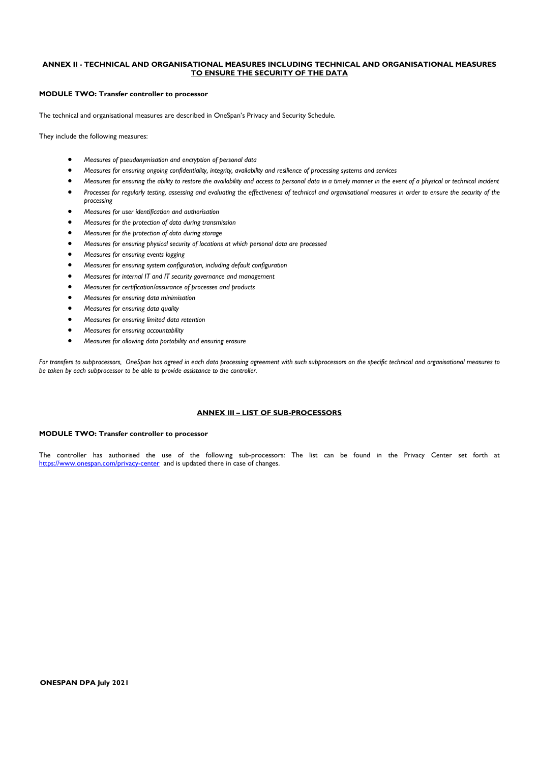## ANNEX II - TECHNICAL AND ORGANISATIONAL MEASURES INCLUDING TECHNICAL AND ORGANISATIONAL MEASURES TO ENSURE THE SECURITY OF THE DATA

**MODULE TWO: Transfer controller to processor**

The technical and organisational measures are described in OneSpan's Privacy and Security Schedule.

They include the following measures:

- *Measures of pseudonymisation and encryption of personal data*
- *Measures for ensuring ongoing confidentiality, integrity, availability and resilience of processing systems and services*
- *Measures for ensuring the ability to restore the availability and access to personal data in a timely manner in the event of a physical or technical incident*
- *Processes for regularly testing, assessing and evaluating the effectiveness of technical and organisational measures in order to ensure the security of the processing*
- *Measures for user identification and authorisation*
- *Measures for the protection of data during transmission*
- *Measures for the protection of data during storage*
- *Measures for ensuring physical security of locations at which personal data are processed*
- *Measures for ensuring events logging*
- *Measures for ensuring system configuration, including default configuration*
- *Measures for internal IT and IT security governance and management*
- *Measures for certification/assurance of processes and products*
- *Measures for ensuring data minimisation*
- *Measures for ensuring data quality*
- *Measures for ensuring limited data retention*
- *Measures for ensuring accountability*
- *Measures for allowing data portability and ensuring erasure*

*For transfers to subprocessors, OneSpan has agreed in each data processing agreement with such subprocessors on the specific technical and organisational measures to be taken by each subprocessor to be able to provide assistance to the controller.*

## ANNEX III – LIST OF SUB-PROCESSORS

**MODULE TWO: Transfer controller to processor**

The controller has authorised the use of the following sub-processors: The list can be found in the Privacy Center set forth at https://www.onespan.com/privacy-center and is updated there in case of changes.